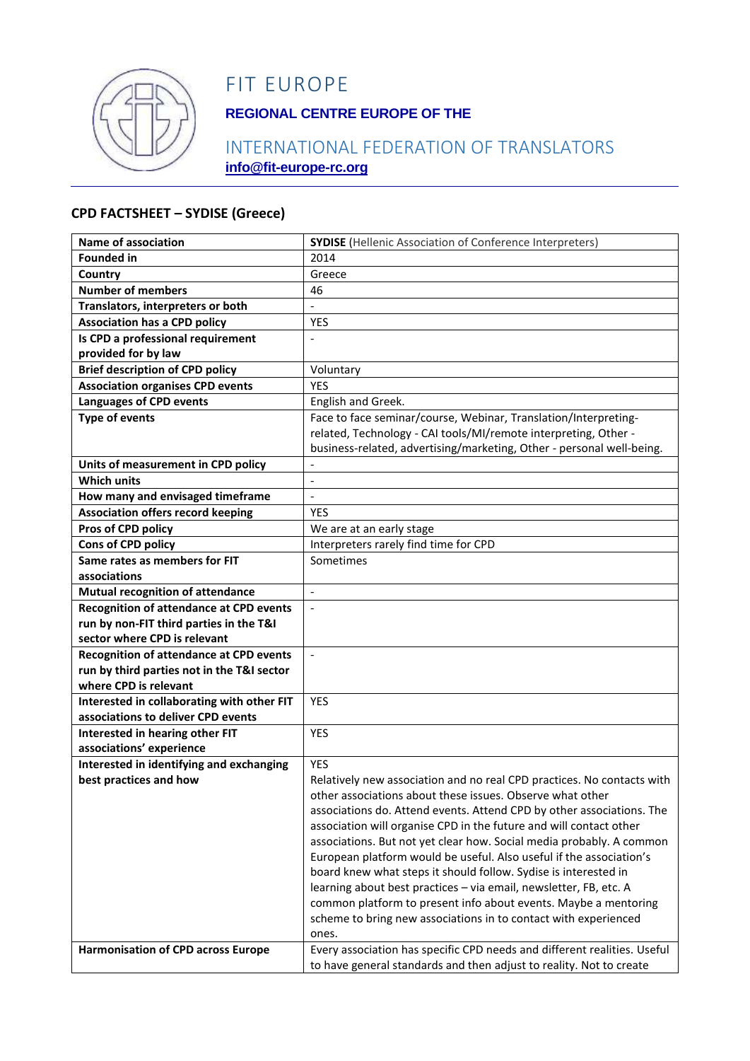# FIT EUROPE

**REGIONAL CENTRE EUROPE OF THE**

INTERNATIONAL FEDERATION OF TRANSLATORS

**info@fit-europe-rc.org**

## CPD FACTSHEET – SYDISE (Greece)

| | |
|---|---|
| **Name of association** | **SYDISE** (Hellenic Association of Conference Interpreters) |
| **Founded in** | 2014 |
| **Country** | Greece |
| **Number of members** | 46 |
| **Translators, interpreters or both** | - |
| **Association has a CPD policy** | YES |
| **Is CPD a professional requirement provided for by law** | - |
| **Brief description of CPD policy** | Voluntary |
| **Association organises CPD events** | YES |
| **Languages of CPD events** | English and Greek. |
| **Type of events** | Face to face seminar/course, Webinar, Translation/Interpreting-related, Technology - CAI tools/MI/remote interpreting, Other - business-related, advertising/marketing, Other - personal well-being. |
| **Units of measurement in CPD policy** | - |
| **Which units** | - |
| **How many and envisaged timeframe** | - |
| **Association offers record keeping** | YES |
| **Pros of CPD policy** | We are at an early stage |
| **Cons of CPD policy** | Interpreters rarely find time for CPD |
| **Same rates as members for FIT associations** | Sometimes |
| **Mutual recognition of attendance** | - |
| **Recognition of attendance at CPD events run by non-FIT third parties in the T&I sector where CPD is relevant** | - |
| **Recognition of attendance at CPD events run by third parties not in the T&I sector where CPD is relevant** | - |
| **Interested in collaborating with other FIT associations to deliver CPD events** | YES |
| **Interested in hearing other FIT associations' experience** | YES |
| **Interested in identifying and exchanging best practices and how** | YES<br>Relatively new association and no real CPD practices. No contacts with other associations about these issues. Observe what other associations do. Attend events. Attend CPD by other associations. The association will organise CPD in the future and will contact other associations. But not yet clear how. Social media probably. A common European platform would be useful. Also useful if the association's board knew what steps it should follow. Sydise is interested in learning about best practices – via email, newsletter, FB, etc. A common platform to present info about events. Maybe a mentoring scheme to bring new associations in to contact with experienced ones. |
| **Harmonisation of CPD across Europe** | Every association has specific CPD needs and different realities. Useful to have general standards and then adjust to reality. Not to create |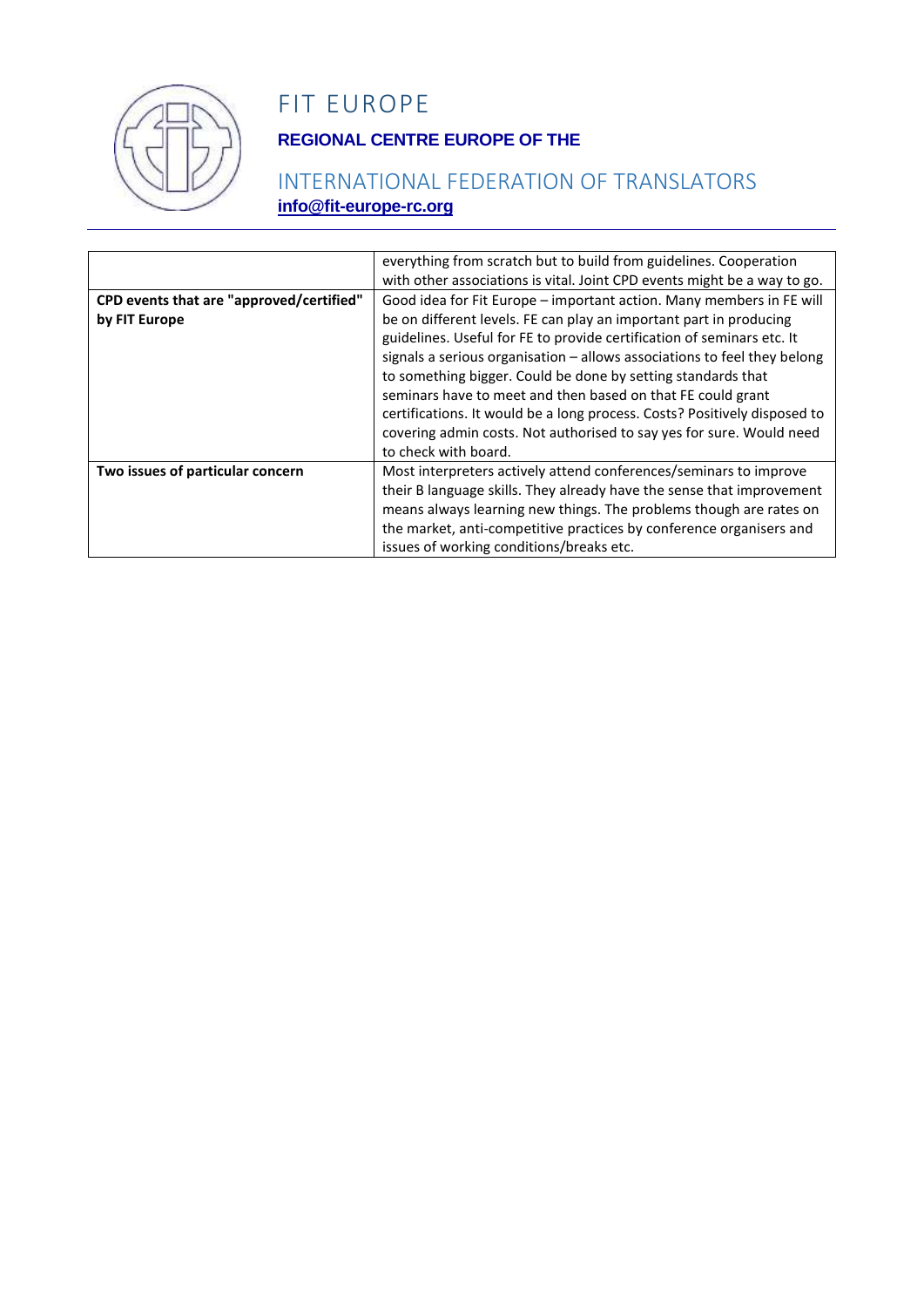# FIT EUROPE

**REGIONAL CENTRE EUROPE OF THE**

INTERNATIONAL FEDERATION OF TRANSLATORS

**info@fit-europe-rc.org**

| | |
|---|---|
| | everything from scratch but to build from guidelines. Cooperation with other associations is vital. Joint CPD events might be a way to go. |
| **CPD events that are "approved/certified" by FIT Europe** | Good idea for Fit Europe – important action. Many members in FE will be on different levels. FE can play an important part in producing guidelines. Useful for FE to provide certification of seminars etc. It signals a serious organisation – allows associations to feel they belong to something bigger. Could be done by setting standards that seminars have to meet and then based on that FE could grant certifications. It would be a long process. Costs? Positively disposed to covering admin costs. Not authorised to say yes for sure. Would need to check with board. |
| **Two issues of particular concern** | Most interpreters actively attend conferences/seminars to improve their B language skills. They already have the sense that improvement means always learning new things. The problems though are rates on the market, anti-competitive practices by conference organisers and issues of working conditions/breaks etc. |